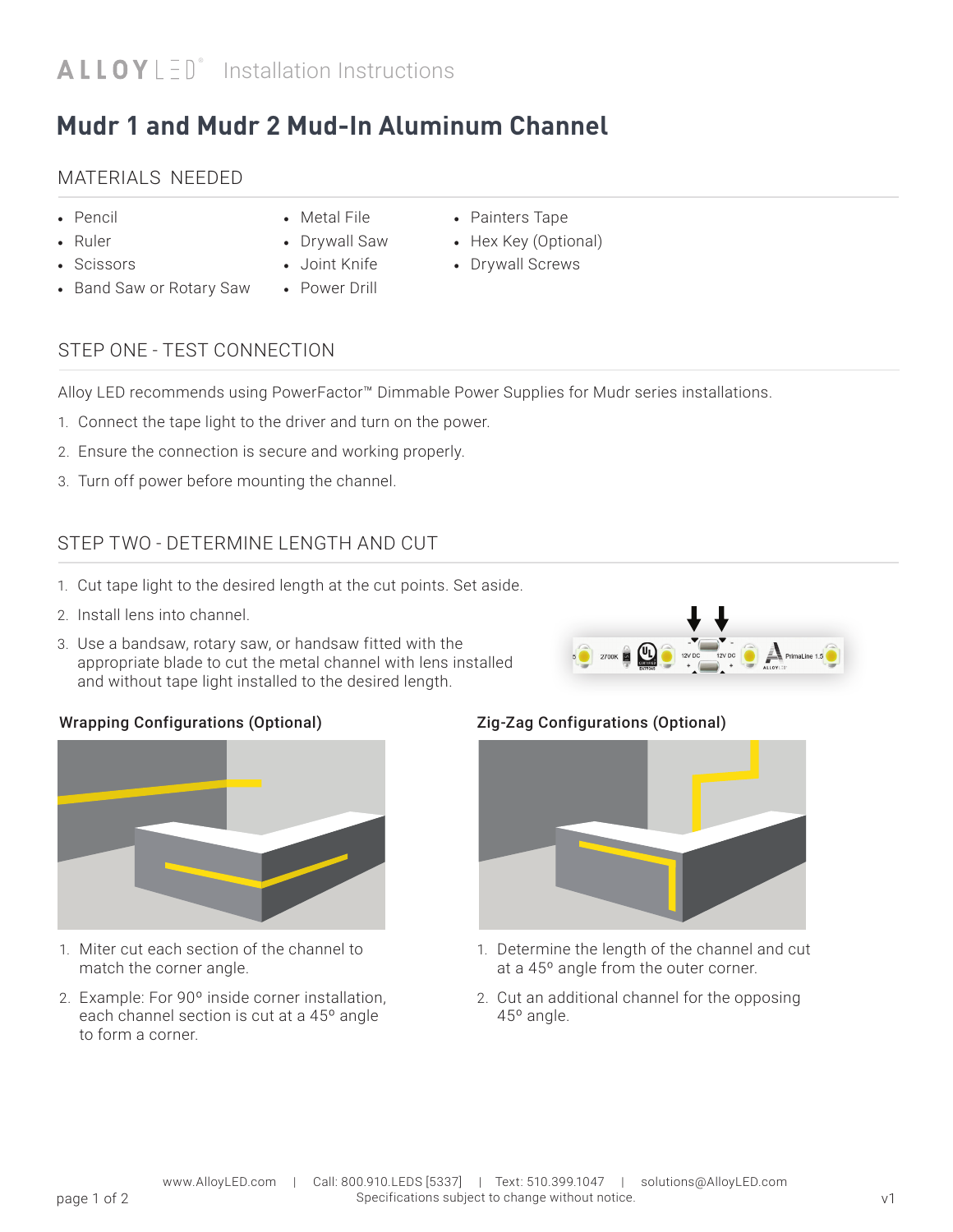# Mudr 1 and Mudr 2 Mud-In Aluminum Channel

## MATERIALS NEEDED

- Pencil
- Ruler
- Scissors
- Band Saw or Rotary Saw
- Metal File
- Drywall Saw
- Joint Knife
- Power Drill
- Painters Tape
- Hex Key (Optional)
- Drywall Screws

## STEP ONE - TEST CONNECTION

Alloy LED recommends using PowerFactor™ Dimmable Power Supplies for Mudr series installations.

1. Connect the tape light to the driver and turn on the power.
2. Ensure the connection is secure and working properly.
3. Turn off power before mounting the channel.

## STEP TWO - DETERMINE LENGTH AND CUT

1. Cut tape light to the desired length at the cut points. Set aside.
2. Install lens into channel.
3. Use a bandsaw, rotary saw, or handsaw fitted with the appropriate blade to cut the metal channel with lens installed and without tape light installed to the desired length.

### Wrapping Configurations (Optional)

1. Miter cut each section of the channel to match the corner angle.
2. Example: For 90º inside corner installation, each channel section is cut at a 45º angle to form a corner.

### Zig-Zag Configurations (Optional)

1. Determine the length of the channel and cut at a 45º angle from the outer corner.
2. Cut an additional channel for the opposing 45º angle.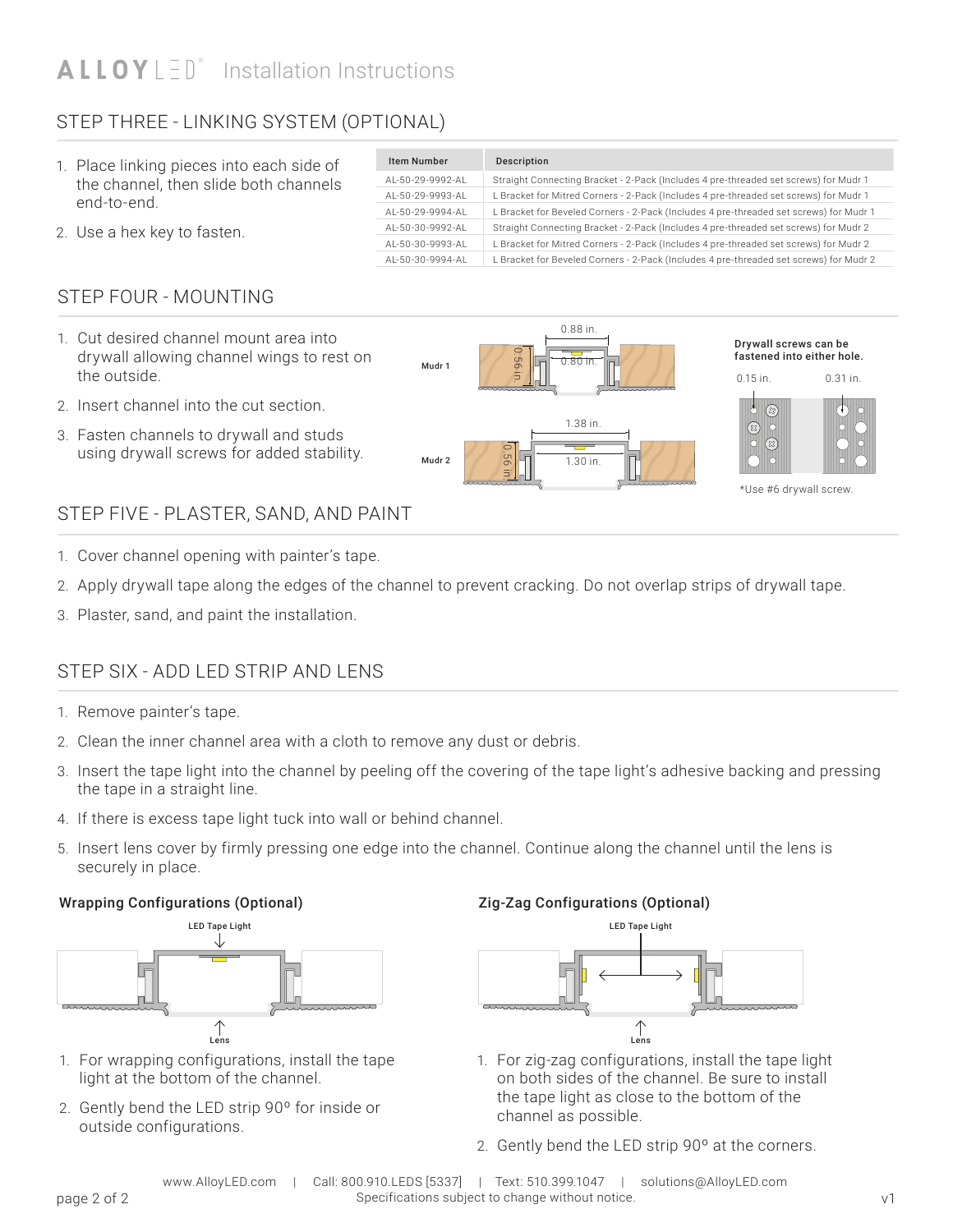# ALLOY LED Installation Instructions

## STEP THREE - LINKING SYSTEM (OPTIONAL)

1. Place linking pieces into each side of the channel, then slide both channels end-to-end.
2. Use a hex key to fasten.

| Item Number | Description |
|---|---|
| AL-50-29-9992-AL | Straight Connecting Bracket - 2-Pack (Includes 4 pre-threaded set screws) for Mudr 1 |
| AL-50-29-9993-AL | L Bracket for Mitred Corners - 2-Pack (Includes 4 pre-threaded set screws) for Mudr 1 |
| AL-50-29-9994-AL | L Bracket for Beveled Corners - 2-Pack (Includes 4 pre-threaded set screws) for Mudr 1 |
| AL-50-30-9992-AL | Straight Connecting Bracket - 2-Pack (Includes 4 pre-threaded set screws) for Mudr 2 |
| AL-50-30-9993-AL | L Bracket for Mitred Corners - 2-Pack (Includes 4 pre-threaded set screws) for Mudr 2 |
| AL-50-30-9994-AL | L Bracket for Beveled Corners - 2-Pack (Includes 4 pre-threaded set screws) for Mudr 2 |

## STEP FOUR - MOUNTING

1. Cut desired channel mount area into drywall allowing channel wings to rest on the outside.
2. Insert channel into the cut section.
3. Fasten channels to drywall and studs using drywall screws for added stability.

Mudr 1
0.88 in.
0.80 in.
0.56 in.

Mudr 2
1.38 in.
1.30 in.
0.56 in.

**Drywall screws can be fastened into either hole.**
0.15 in.
0.31 in.

*Use #6 drywall screw.

## STEP FIVE - PLASTER, SAND, AND PAINT

1. Cover channel opening with painter's tape.
2. Apply drywall tape along the edges of the channel to prevent cracking. Do not overlap strips of drywall tape.
3. Plaster, sand, and paint the installation.

## STEP SIX - ADD LED STRIP AND LENS

1. Remove painter's tape.
2. Clean the inner channel area with a cloth to remove any dust or debris.
3. Insert the tape light into the channel by peeling off the covering of the tape light's adhesive backing and pressing the tape in a straight line.
4. If there is excess tape light tuck into wall or behind channel.
5. Insert lens cover by firmly pressing one edge into the channel. Continue along the channel until the lens is securely in place.

### Wrapping Configurations (Optional)

LED Tape Light
Lens

1. For wrapping configurations, install the tape light at the bottom of the channel.
2. Gently bend the LED strip 90º for inside or outside configurations.

### Zig-Zag Configurations (Optional)

LED Tape Light
Lens

1. For zig-zag configurations, install the tape light on both sides of the channel. Be sure to install the tape light as close to the bottom of the channel as possible.
2. Gently bend the LED strip 90º at the corners.

www.AlloyLED.com | Call: 800.910.LEDS [5337] | Text: 510.399.1047 | solutions@AlloyLED.com
Specifications subject to change without notice.